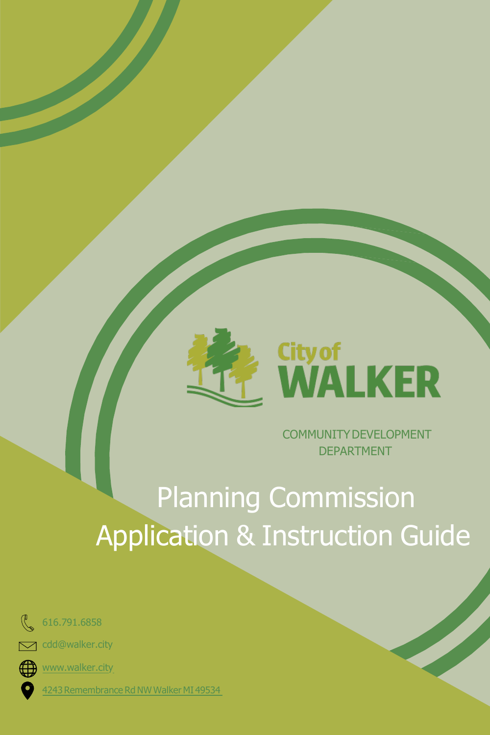City of
WALKER

COMMUNITY DEVELOPMENT DEPARTMENT

# Planning Commission Application & Instruction Guide

616.791.6858

cdd@walker.city

www.walker.city

4243 Remembrance Rd NW Walker MI 49534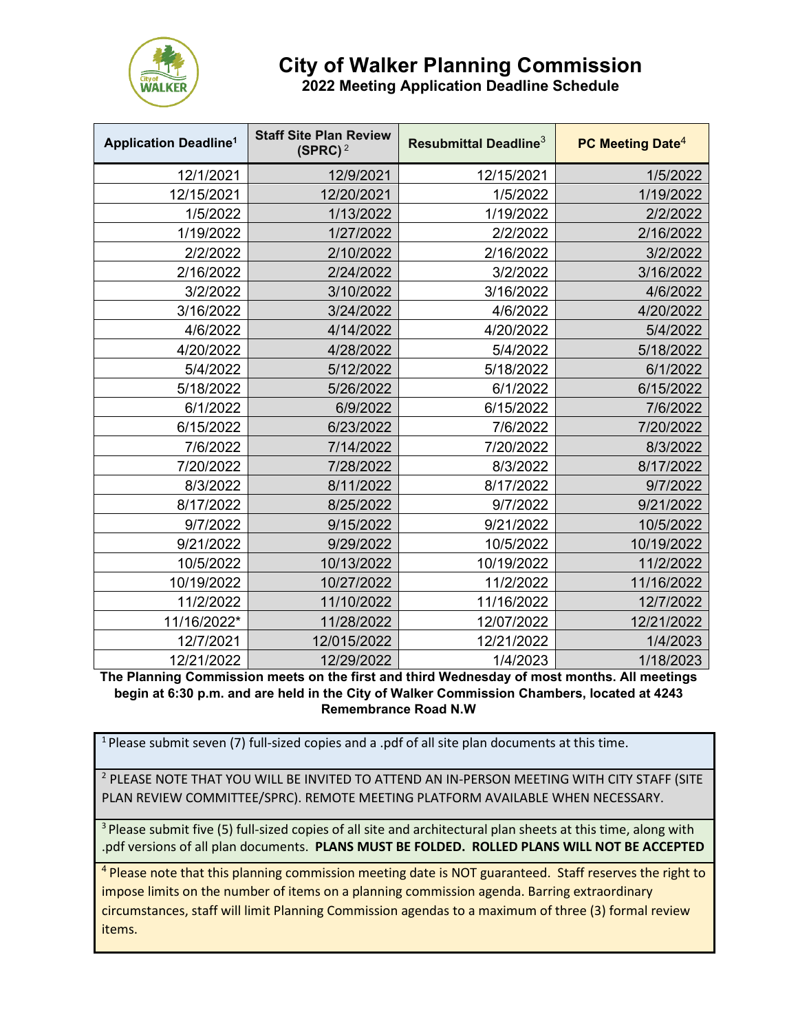# City of Walker Planning Commission

## 2022 Meeting Application Deadline Schedule

| Application Deadline[1] | Staff Site Plan Review (SPRC)[2] | Resubmittal Deadline[3] | PC Meeting Date[4] |
|---|---|---|---|
| 12/1/2021 | 12/9/2021 | 12/15/2021 | 1/5/2022 |
| 12/15/2021 | 12/20/2021 | 1/5/2022 | 1/19/2022 |
| 1/5/2022 | 1/13/2022 | 1/19/2022 | 2/2/2022 |
| 1/19/2022 | 1/27/2022 | 2/2/2022 | 2/16/2022 |
| 2/2/2022 | 2/10/2022 | 2/16/2022 | 3/2/2022 |
| 2/16/2022 | 2/24/2022 | 3/2/2022 | 3/16/2022 |
| 3/2/2022 | 3/10/2022 | 3/16/2022 | 4/6/2022 |
| 3/16/2022 | 3/24/2022 | 4/6/2022 | 4/20/2022 |
| 4/6/2022 | 4/14/2022 | 4/20/2022 | 5/4/2022 |
| 4/20/2022 | 4/28/2022 | 5/4/2022 | 5/18/2022 |
| 5/4/2022 | 5/12/2022 | 5/18/2022 | 6/1/2022 |
| 5/18/2022 | 5/26/2022 | 6/1/2022 | 6/15/2022 |
| 6/1/2022 | 6/9/2022 | 6/15/2022 | 7/6/2022 |
| 6/15/2022 | 6/23/2022 | 7/6/2022 | 7/20/2022 |
| 7/6/2022 | 7/14/2022 | 7/20/2022 | 8/3/2022 |
| 7/20/2022 | 7/28/2022 | 8/3/2022 | 8/17/2022 |
| 8/3/2022 | 8/11/2022 | 8/17/2022 | 9/7/2022 |
| 8/17/2022 | 8/25/2022 | 9/7/2022 | 9/21/2022 |
| 9/7/2022 | 9/15/2022 | 9/21/2022 | 10/5/2022 |
| 9/21/2022 | 9/29/2022 | 10/5/2022 | 10/19/2022 |
| 10/5/2022 | 10/13/2022 | 10/19/2022 | 11/2/2022 |
| 10/19/2022 | 10/27/2022 | 11/2/2022 | 11/16/2022 |
| 11/2/2022 | 11/10/2022 | 11/16/2022 | 12/7/2022 |
| 11/16/2022* | 11/28/2022 | 12/07/2022 | 12/21/2022 |
| 12/7/2021 | 12/015/2022 | 12/21/2022 | 1/4/2023 |
| 12/21/2022 | 12/29/2022 | 1/4/2023 | 1/18/2023 |

**The Planning Commission meets on the first and third Wednesday of most months. All meetings begin at 6:30 p.m. and are held in the City of Walker Commission Chambers, located at 4243 Remembrance Road N.W**

[1] Please submit seven (7) full-sized copies and a .pdf of all site plan documents at this time.

[2] PLEASE NOTE THAT YOU WILL BE INVITED TO ATTEND AN IN-PERSON MEETING WITH CITY STAFF (SITE PLAN REVIEW COMMITTEE/SPRC). REMOTE MEETING PLATFORM AVAILABLE WHEN NECESSARY.

[3] Please submit five (5) full-sized copies of all site and architectural plan sheets at this time, along with .pdf versions of all plan documents. **PLANS MUST BE FOLDED. ROLLED PLANS WILL NOT BE ACCEPTED**

[4] Please note that this planning commission meeting date is NOT guaranteed. Staff reserves the right to impose limits on the number of items on a planning commission agenda. Barring extraordinary circumstances, staff will limit Planning Commission agendas to a maximum of three (3) formal review items.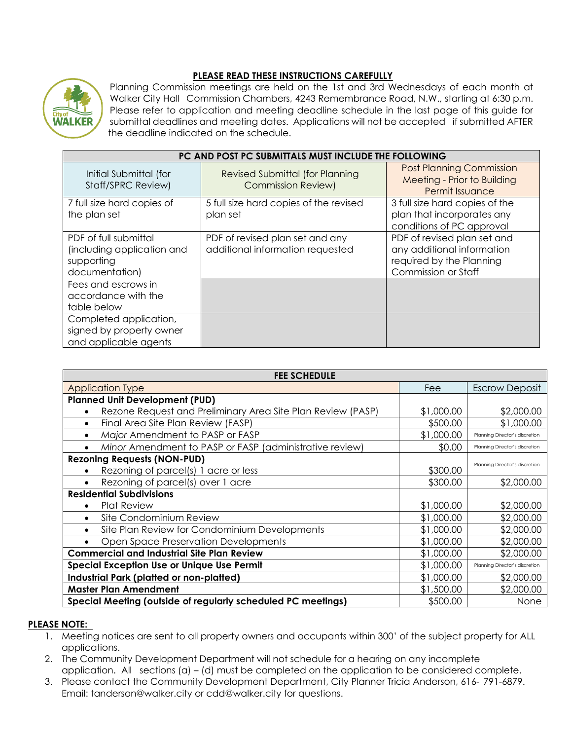**PLEASE READ THESE INSTRUCTIONS CAREFULLY**

Planning Commission meetings are held on the 1st and 3rd Wednesdays of each month at Walker City Hall Commission Chambers, 4243 Remembrance Road, N.W., starting at 6:30 p.m. Please refer to application and meeting deadline schedule in the last page of this guide for submittal deadlines and meeting dates. Applications will not be accepted if submitted AFTER the deadline indicated on the schedule.

| PC AND POST PC SUBMITTALS MUST INCLUDE THE FOLLOWING | | |
|---|---|---|
| Initial Submittal (for Staff/SPRC Review) | Revised Submittal (for Planning Commission Review) | Post Planning Commission Meeting - Prior to Building Permit Issuance |
| 7 full size hard copies of the plan set | 5 full size hard copies of the revised plan set | 3 full size hard copies of the plan that incorporates any conditions of PC approval |
| PDF of full submittal (including application and supporting documentation) | PDF of revised plan set and any additional information requested | PDF of revised plan set and any additional information required by the Planning Commission or Staff |
| Fees and escrows in accordance with the table below | | |
| Completed application, signed by property owner and applicable agents | | |

| FEE SCHEDULE | | |
|---|---|---|
| Application Type | Fee | Escrow Deposit |
| **Planned Unit Development (PUD)** | | |
| • Rezone Request and Preliminary Area Site Plan Review (PASP) | $1,000.00 | $2,000.00 |
| • Final Area Site Plan Review (FASP) | $500.00 | $1,000.00 |
| • *Major* Amendment to PASP or FASP | $1,000.00 | Planning Director's discretion |
| • *Minor* Amendment to PASP or FASP (administrative review) | $0.00 | Planning Director's discretion |
| **Rezoning Requests (NON-PUD)** | | |
| • Rezoning of parcel(s) 1 acre or less | $300.00 | Planning Director's discretion |
| • Rezoning of parcel(s) over 1 acre | $300.00 | $2,000.00 |
| **Residential Subdivisions** | | |
| • Plat Review | $1,000.00 | $2,000.00 |
| • Site Condominium Review | $1,000.00 | $2,000.00 |
| • Site Plan Review for Condominium Developments | $1,000.00 | $2,000.00 |
| • Open Space Preservation Developments | $1,000.00 | $2,000.00 |
| **Commercial and Industrial Site Plan Review** | $1,000.00 | $2,000.00 |
| **Special Exception Use or Unique Use Permit** | $1,000.00 | Planning Director's discretion |
| **Industrial Park (platted or non-platted)** | $1,000.00 | $2,000.00 |
| **Master Plan Amendment** | $1,500.00 | $2,000.00 |
| **Special Meeting (outside of regularly scheduled PC meetings)** | $500.00 | None |

**PLEASE NOTE:**

1. Meeting notices are sent to all property owners and occupants within 300' of the subject property for ALL applications.
2. The Community Development Department will not schedule for a hearing on any incomplete application. All sections (a) – (d) must be completed on the application to be considered complete.
3. Please contact the Community Development Department, City Planner Tricia Anderson, 616- 791-6879. Email: tanderson@walker.city or cdd@walker.city for questions.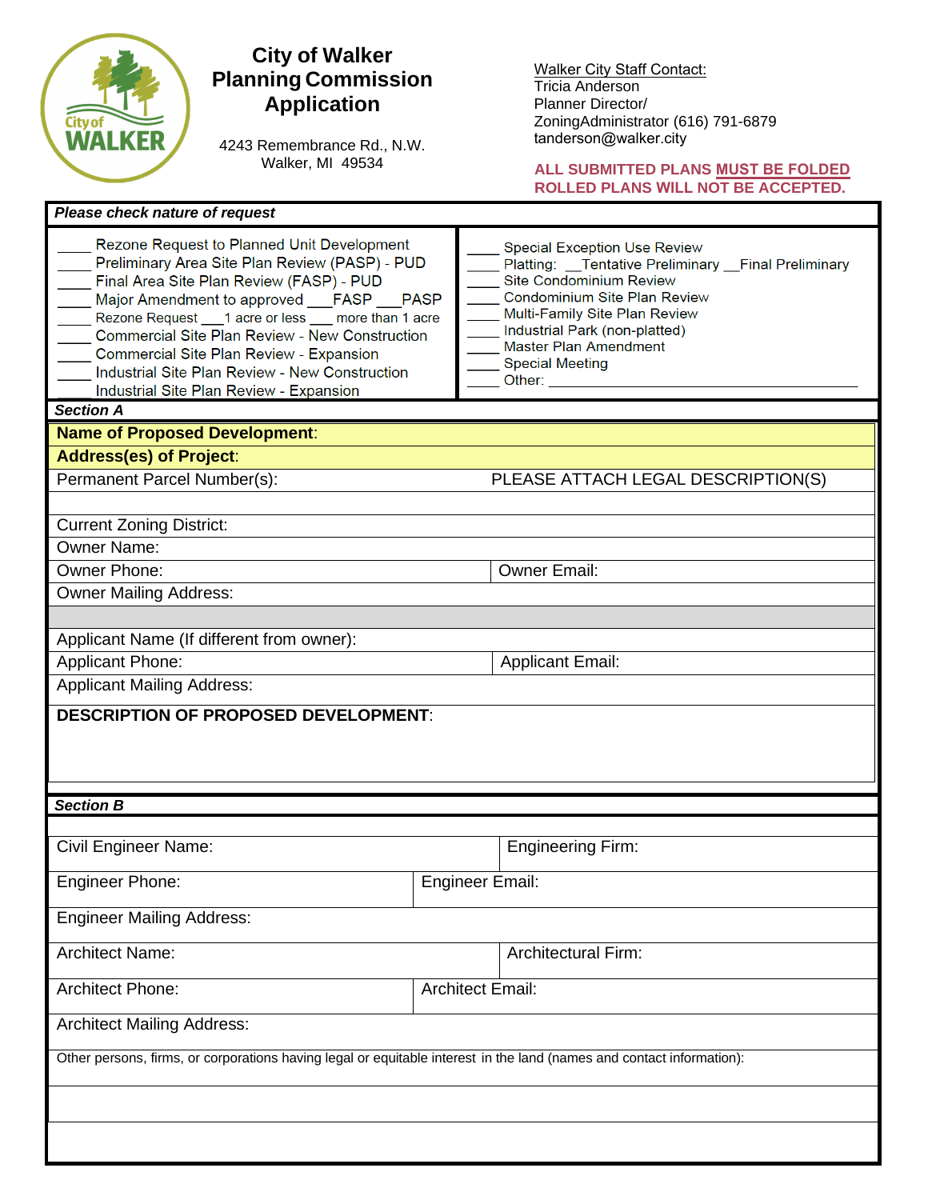# City of Walker
# Planning Commission Application

4243 Remembrance Rd., N.W.
Walker, MI 49534

Walker City Staff Contact:
Tricia Anderson
Planner Director/
ZoningAdministrator (616) 791-6879
tanderson@walker.city

**ALL SUBMITTED PLANS MUST BE FOLDED**
**ROLLED PLANS WILL NOT BE ACCEPTED.**

***Please check nature of request***

____ Rezone Request to Planned Unit Development
____ Preliminary Area Site Plan Review (PASP) - PUD
____ Final Area Site Plan Review (FASP) - PUD
____ Major Amendment to approved ___FASP ___PASP
____ Rezone Request ___1 acre or less ___ more than 1 acre
____ Commercial Site Plan Review - New Construction
____ Commercial Site Plan Review - Expansion
____ Industrial Site Plan Review - New Construction
____ Industrial Site Plan Review - Expansion

____ Special Exception Use Review
____ Platting: __Tentative Preliminary __Final Preliminary
____ Site Condominium Review
____ Condominium Site Plan Review
____ Multi-Family Site Plan Review
____ Industrial Park (non-platted)
____ Master Plan Amendment
____ Special Meeting
____ Other: ________________________________________

***Section A***

| | |
|---|---|
| **Name of Proposed Development**: | |
| **Address(es) of Project**: | |
| Permanent Parcel Number(s): | PLEASE ATTACH LEGAL DESCRIPTION(S) |
| | |
| Current Zoning District: | |
| Owner Name: | |
| Owner Phone: | Owner Email: |
| Owner Mailing Address: | |
| | |
| Applicant Name (If different from owner): | |
| Applicant Phone: | Applicant Email: |
| Applicant Mailing Address: | |

**DESCRIPTION OF PROPOSED DEVELOPMENT**:

***Section B***

| | |
|---|---|
| Civil Engineer Name: | Engineering Firm: |
| Engineer Phone: | Engineer Email: |
| Engineer Mailing Address: | |
| Architect Name: | Architectural Firm: |
| Architect Phone: | Architect Email: |
| Architect Mailing Address: | |

Other persons, firms, or corporations having legal or equitable interest in the land (names and contact information):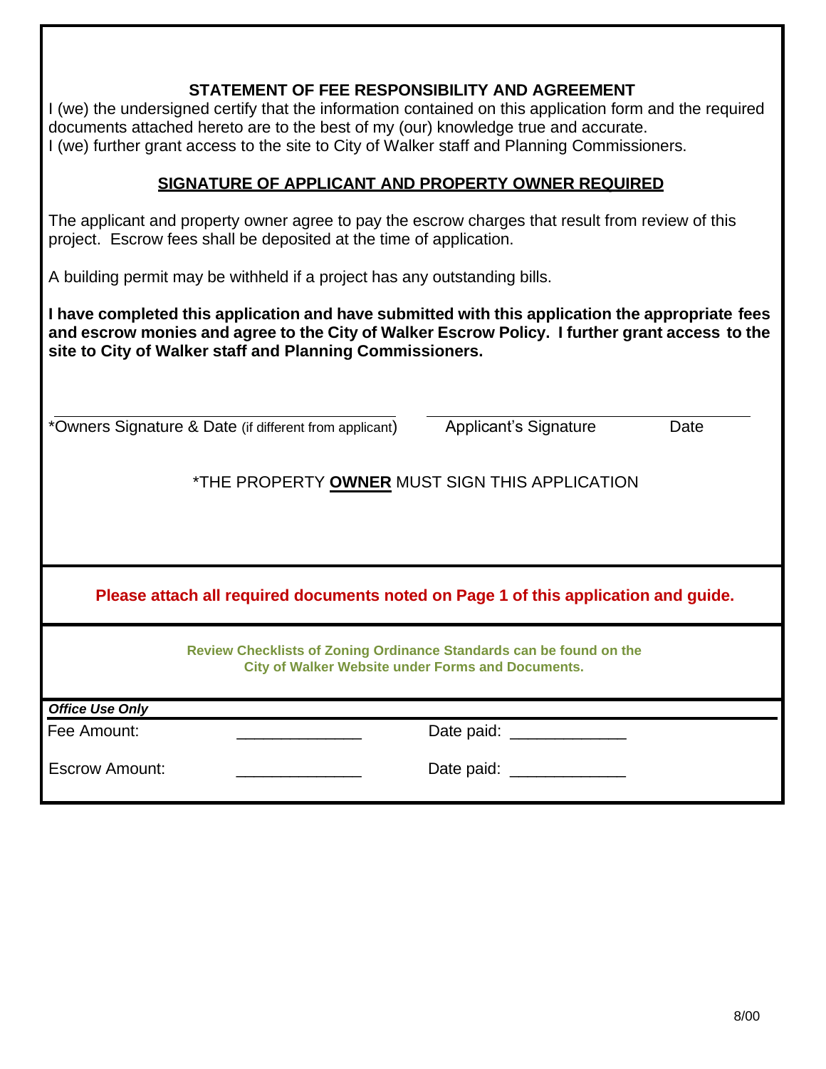## STATEMENT OF FEE RESPONSIBILITY AND AGREEMENT

I (we) the undersigned certify that the information contained on this application form and the required documents attached hereto are to the best of my (our) knowledge true and accurate.
I (we) further grant access to the site to City of Walker staff and Planning Commissioners.

**SIGNATURE OF APPLICANT AND PROPERTY OWNER REQUIRED**

The applicant and property owner agree to pay the escrow charges that result from review of this project. Escrow fees shall be deposited at the time of application.

A building permit may be withheld if a project has any outstanding bills.

**I have completed this application and have submitted with this application the appropriate fees and escrow monies and agree to the City of Walker Escrow Policy. I further grant access to the site to City of Walker staff and Planning Commissioners.**

\_\_\_\_\_\_\_\_\_\_\_\_\_\_\_\_\_\_\_\_\_\_\_\_\_\_\_\_\_\_\_\_\_\_\_\_\_\_ \_\_\_\_\_\_\_\_\_\_\_\_\_\_\_\_\_\_\_\_\_\_\_\_\_\_\_\_\_\_\_\_\_\_\_\_\_\_

*Owners Signature & Date (if different from applicant) Applicant's Signature Date

*THE PROPERTY **OWNER** MUST SIGN THIS APPLICATION

**Please attach all required documents noted on Page 1 of this application and guide.**

**Review Checklists of Zoning Ordinance Standards can be found on the City of Walker Website under Forms and Documents.**

***Office Use Only***

| | | | |
|---|---|---|---|
| Fee Amount: | \_\_\_\_\_\_\_\_\_\_\_\_\_\_ | Date paid: | \_\_\_\_\_\_\_\_\_\_\_\_\_ |
| Escrow Amount: | \_\_\_\_\_\_\_\_\_\_\_\_\_\_ | Date paid: | \_\_\_\_\_\_\_\_\_\_\_\_\_ |

8/00